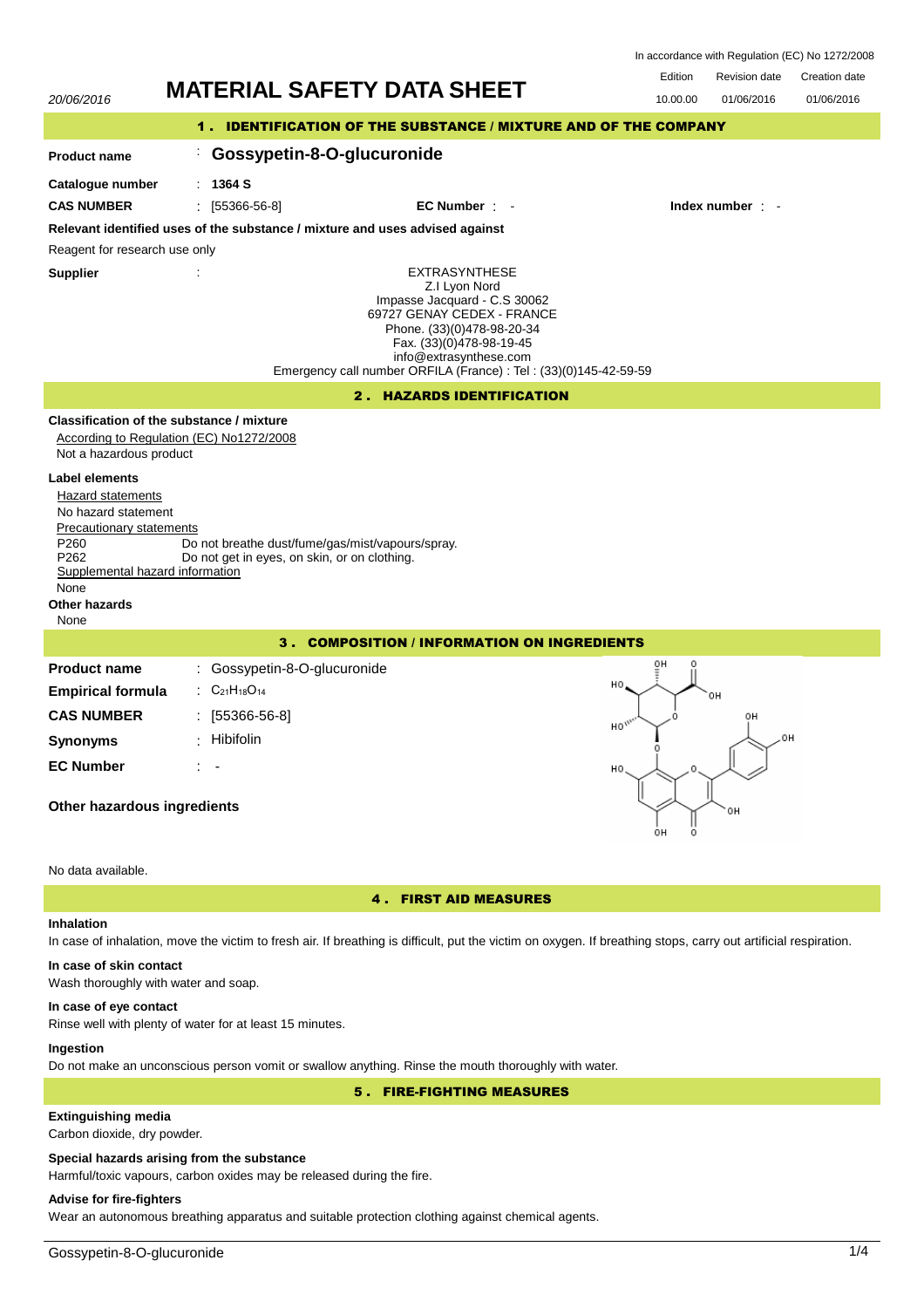In accordance with Regulation (EC) No 1272/2008

20/06/2016

# MATERIAL SAFETY DATA SHEET

| Edition | Revision date | Creation date |
|---|---|---|
| 10.00.00 | 01/06/2016 | 01/06/2016 |

## 1 . IDENTIFICATION OF THE SUBSTANCE / MIXTURE AND OF THE COMPANY

**Product name** : **Gossypetin-8-O-glucuronide**

**Catalogue number** : **1364 S**

**CAS NUMBER** : [55366-56-8] **EC Number** : - **Index number** : -

**Relevant identified uses of the substance / mixture and uses advised against**

Reagent for research use only

**Supplier** :

EXTRASYNTHESE
Z.I Lyon Nord
Impasse Jacquard - C.S 30062
69727 GENAY CEDEX - FRANCE
Phone. (33)(0)478-98-20-34
Fax. (33)(0)478-98-19-45
info@extrasynthese.com
Emergency call number ORFILA (France) : Tel : (33)(0)145-42-59-59

## 2 . HAZARDS IDENTIFICATION

**Classification of the substance / mixture**

According to Regulation (EC) No1272/2008

Not a hazardous product

**Label elements**

Hazard statements

No hazard statement

Precautionary statements

P260 Do not breathe dust/fume/gas/mist/vapours/spray.
P262 Do not get in eyes, on skin, or on clothing.

Supplemental hazard information

None

**Other hazards**

None

## 3 . COMPOSITION / INFORMATION ON INGREDIENTS

**Product name** : Gossypetin-8-O-glucuronide

**Empirical formula** : $C_{21}H_{18}O_{14}$

**CAS NUMBER** : [55366-56-8]

**Synonyms** : Hibifolin

**EC Number** : -

**Other hazardous ingredients**

No data available.

## 4 . FIRST AID MEASURES

**Inhalation**

In case of inhalation, move the victim to fresh air. If breathing is difficult, put the victim on oxygen. If breathing stops, carry out artificial respiration.

**In case of skin contact**

Wash thoroughly with water and soap.

**In case of eye contact**

Rinse well with plenty of water for at least 15 minutes.

**Ingestion**

Do not make an unconscious person vomit or swallow anything. Rinse the mouth thoroughly with water.

## 5 . FIRE-FIGHTING MEASURES

**Extinguishing media**

Carbon dioxide, dry powder.

**Special hazards arising from the substance**

Harmful/toxic vapours, carbon oxides may be released during the fire.

**Advise for fire-fighters**

Wear an autonomous breathing apparatus and suitable protection clothing against chemical agents.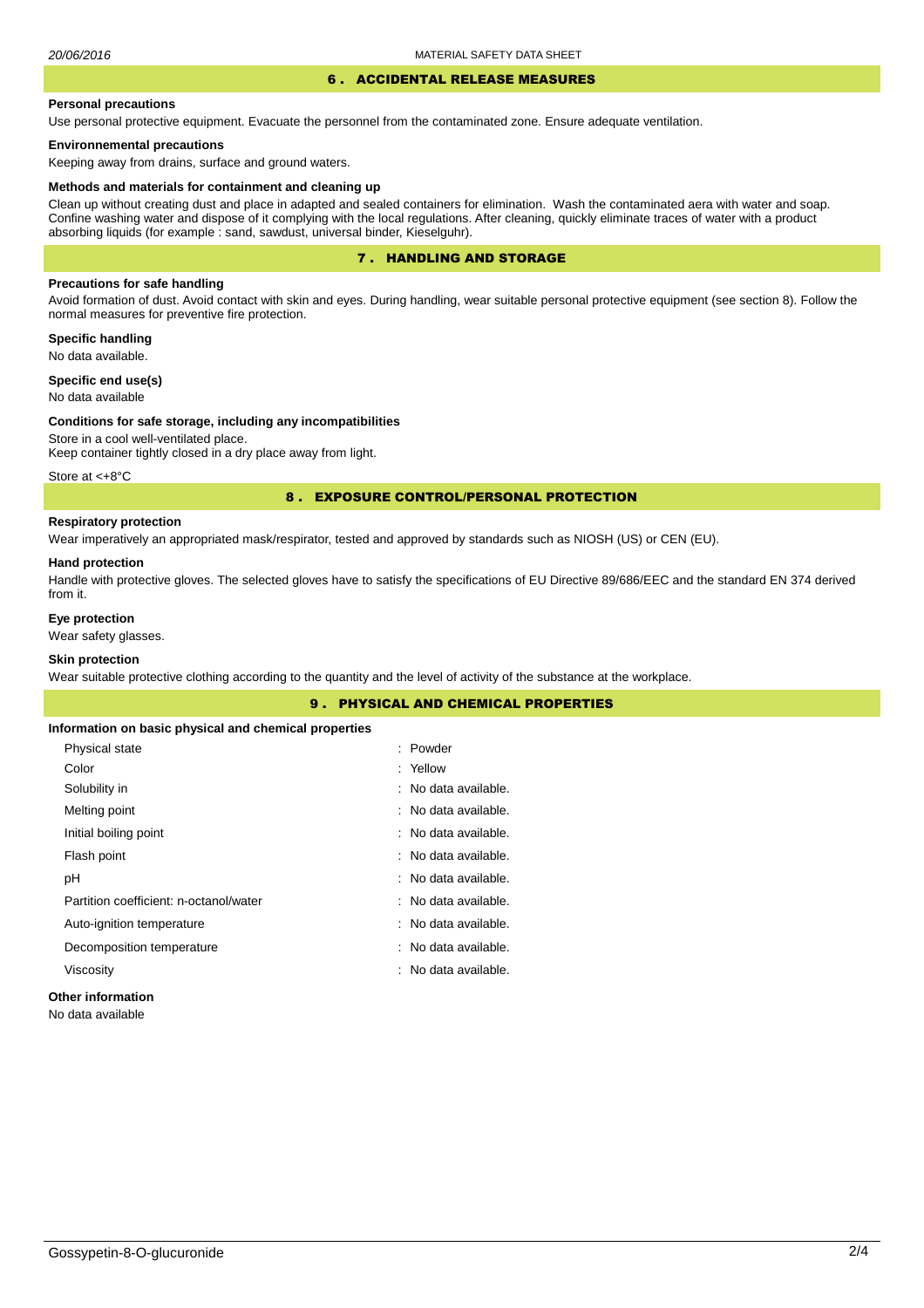## 6 . ACCIDENTAL RELEASE MEASURES

**Personal precautions**

Use personal protective equipment. Evacuate the personnel from the contaminated zone. Ensure adequate ventilation.

**Environnemental precautions**

Keeping away from drains, surface and ground waters.

**Methods and materials for containment and cleaning up**

Clean up without creating dust and place in adapted and sealed containers for elimination. Wash the contaminated aera with water and soap. Confine washing water and dispose of it complying with the local regulations. After cleaning, quickly eliminate traces of water with a product absorbing liquids (for example : sand, sawdust, universal binder, Kieselguhr).

## 7 . HANDLING AND STORAGE

**Precautions for safe handling**

Avoid formation of dust. Avoid contact with skin and eyes. During handling, wear suitable personal protective equipment (see section 8). Follow the normal measures for preventive fire protection.

**Specific handling**

No data available.

**Specific end use(s)**

No data available

**Conditions for safe storage, including any incompatibilities**

Store in a cool well-ventilated place.
Keep container tightly closed in a dry place away from light.

Store at <+8°C

## 8 . EXPOSURE CONTROL/PERSONAL PROTECTION

**Respiratory protection**

Wear imperatively an appropriated mask/respirator, tested and approved by standards such as NIOSH (US) or CEN (EU).

**Hand protection**

Handle with protective gloves. The selected gloves have to satisfy the specifications of EU Directive 89/686/EEC and the standard EN 374 derived from it.

**Eye protection**

Wear safety glasses.

**Skin protection**

Wear suitable protective clothing according to the quantity and the level of activity of the substance at the workplace.

## 9 . PHYSICAL AND CHEMICAL PROPERTIES

**Information on basic physical and chemical properties**

| | |
|---|---|
| Physical state | : Powder |
| Color | : Yellow |
| Solubility in | : No data available. |
| Melting point | : No data available. |
| Initial boiling point | : No data available. |
| Flash point | : No data available. |
| pH | : No data available. |
| Partition coefficient: n-octanol/water | : No data available. |
| Auto-ignition temperature | : No data available. |
| Decomposition temperature | : No data available. |
| Viscosity | : No data available. |

**Other information**

No data available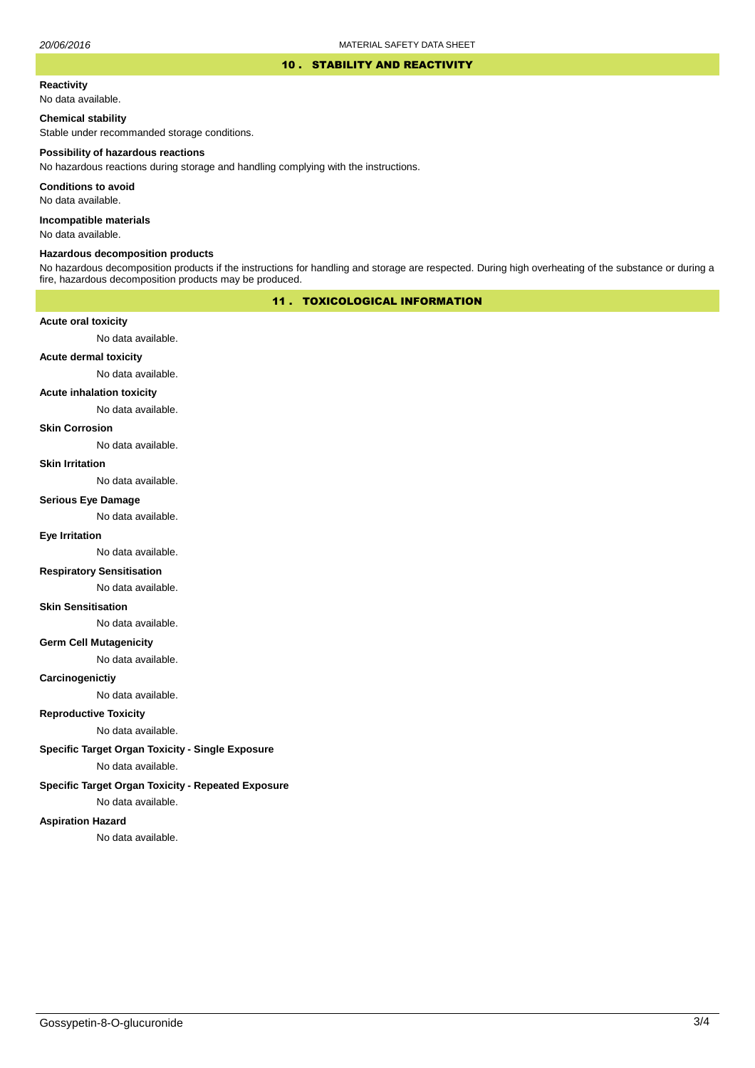## 10 . STABILITY AND REACTIVITY

**Reactivity**

No data available.

**Chemical stability**

Stable under recommanded storage conditions.

**Possibility of hazardous reactions**

No hazardous reactions during storage and handling complying with the instructions.

**Conditions to avoid**

No data available.

**Incompatible materials**

No data available.

**Hazardous decomposition products**

No hazardous decomposition products if the instructions for handling and storage are respected. During high overheating of the substance or during a fire, hazardous decomposition products may be produced.

## 11 . TOXICOLOGICAL INFORMATION

**Acute oral toxicity**

No data available.

**Acute dermal toxicity**

No data available.

**Acute inhalation toxicity**

No data available.

**Skin Corrosion**

No data available.

**Skin Irritation**

No data available.

**Serious Eye Damage**

No data available.

**Eye Irritation**

No data available.

**Respiratory Sensitisation**

No data available.

**Skin Sensitisation**

No data available.

**Germ Cell Mutagenicity**

No data available.

**Carcinogenictiy**

No data available.

**Reproductive Toxicity**

No data available.

**Specific Target Organ Toxicity - Single Exposure**

No data available.

**Specific Target Organ Toxicity - Repeated Exposure**

No data available.

**Aspiration Hazard**

No data available.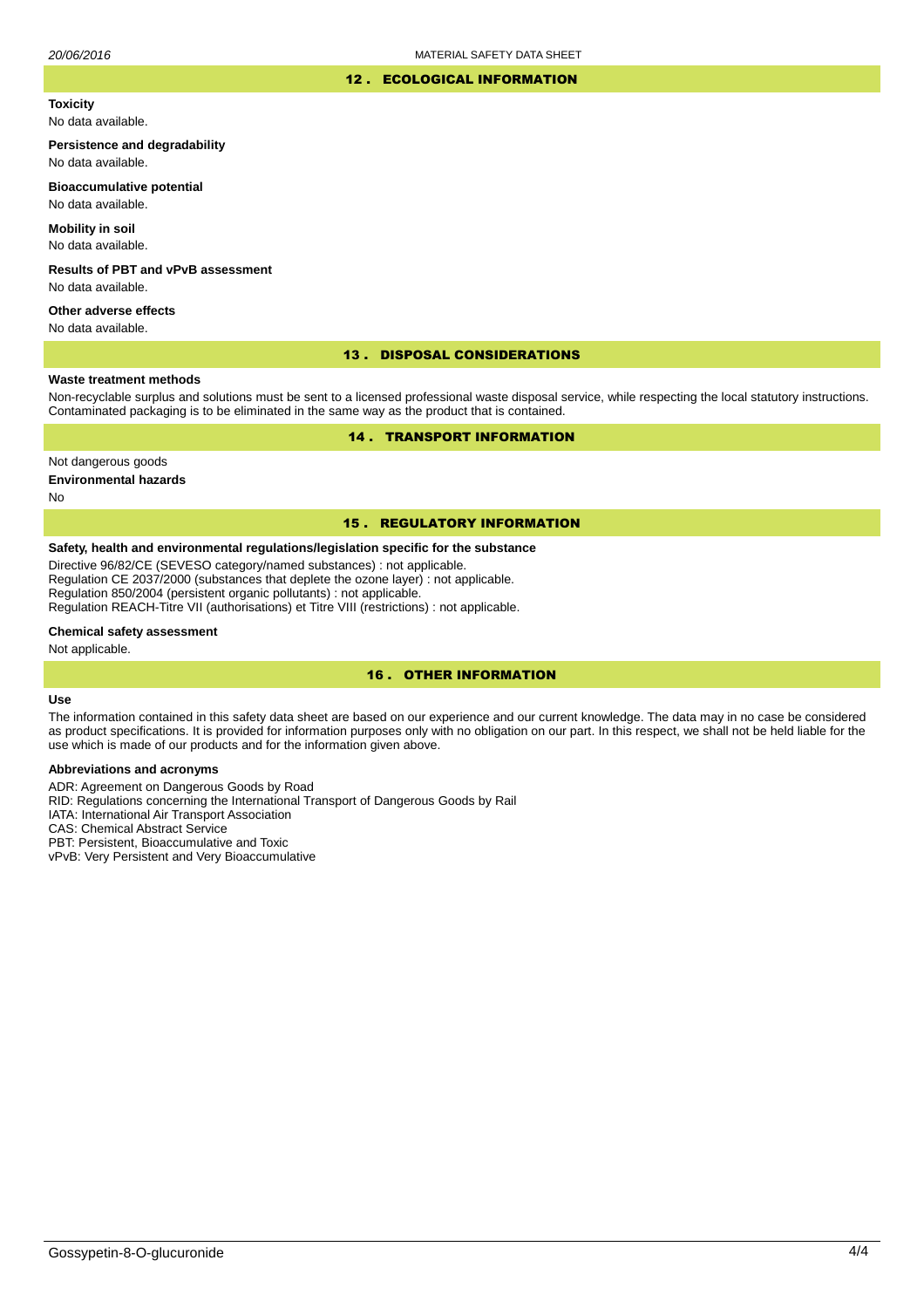## 12 . ECOLOGICAL INFORMATION

**Toxicity**

No data available.

**Persistence and degradability**

No data available.

**Bioaccumulative potential**

No data available.

**Mobility in soil**

No data available.

**Results of PBT and vPvB assessment**

No data available.

**Other adverse effects**

No data available.

## 13 . DISPOSAL CONSIDERATIONS

**Waste treatment methods**

Non-recyclable surplus and solutions must be sent to a licensed professional waste disposal service, while respecting the local statutory instructions. Contaminated packaging is to be eliminated in the same way as the product that is contained.

## 14 . TRANSPORT INFORMATION

Not dangerous goods

**Environmental hazards**

No

## 15 . REGULATORY INFORMATION

**Safety, health and environmental regulations/legislation specific for the substance**

Directive 96/82/CE (SEVESO category/named substances) : not applicable.
Regulation CE 2037/2000 (substances that deplete the ozone layer) : not applicable.
Regulation 850/2004 (persistent organic pollutants) : not applicable.
Regulation REACH-Titre VII (authorisations) et Titre VIII (restrictions) : not applicable.

**Chemical safety assessment**

Not applicable.

## 16 . OTHER INFORMATION

**Use**

The information contained in this safety data sheet are based on our experience and our current knowledge. The data may in no case be considered as product specifications. It is provided for information purposes only with no obligation on our part. In this respect, we shall not be held liable for the use which is made of our products and for the information given above.

**Abbreviations and acronyms**

ADR: Agreement on Dangerous Goods by Road
RID: Regulations concerning the International Transport of Dangerous Goods by Rail
IATA: International Air Transport Association
CAS: Chemical Abstract Service
PBT: Persistent, Bioaccumulative and Toxic
vPvB: Very Persistent and Very Bioaccumulative